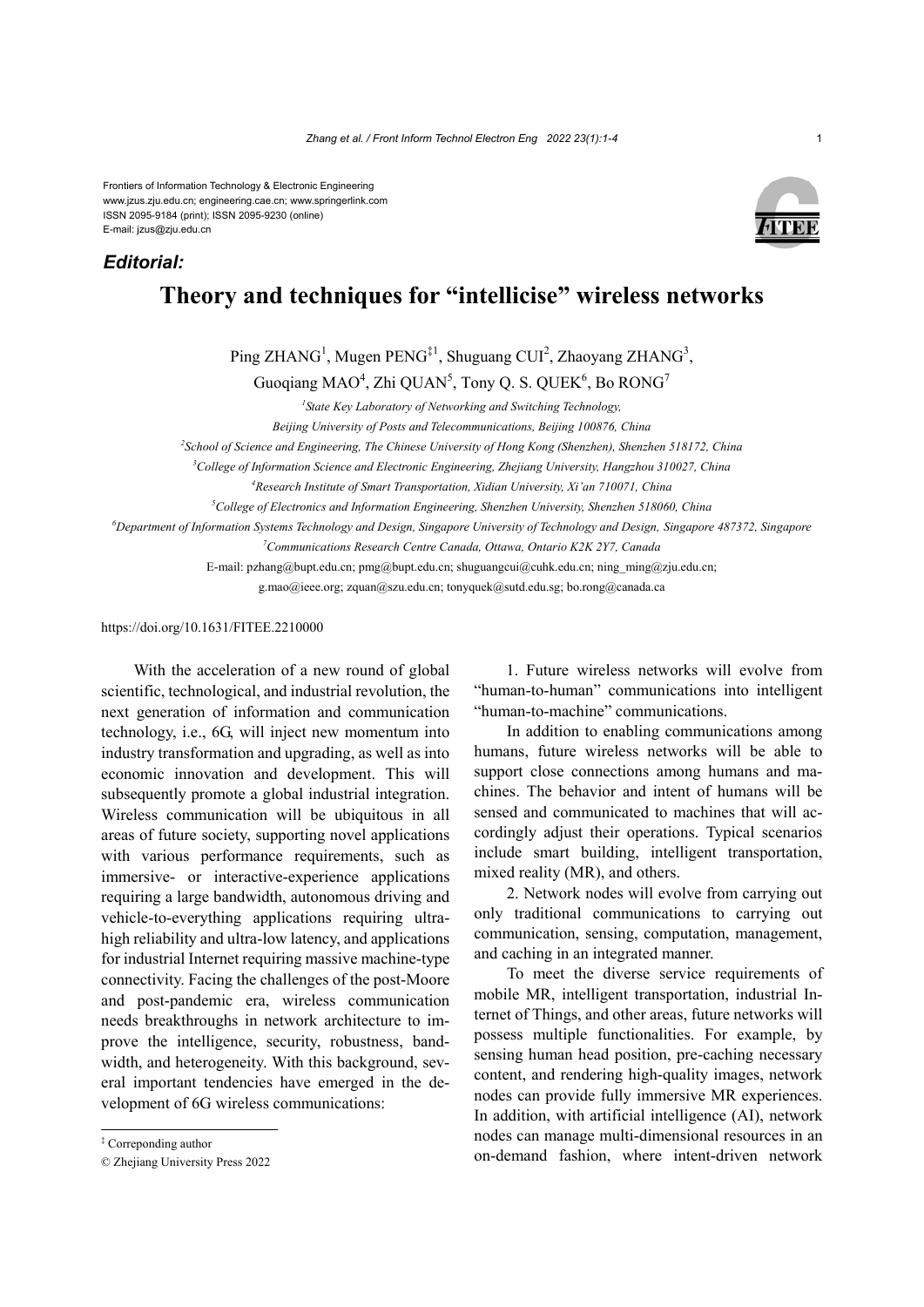Frontiers of Information Technology & Electronic Engineering
www.jzus.zju.edu.cn; engineering.cae.cn; www.springerlink.com
ISSN 2095-9184 (print); ISSN 2095-9230 (online)
E-mail: jzus@zju.edu.cn

***Editorial:***

# Theory and techniques for "intellicise" wireless networks

Ping ZHANG[1], Mugen PENG[‡1], Shuguang CUI[2], Zhaoyang ZHANG[3], Guoqiang MAO[4], Zhi QUAN[5], Tony Q. S. QUEK[6], Bo RONG[7]

[1]*State Key Laboratory of Networking and Switching Technology, Beijing University of Posts and Telecommunications, Beijing 100876, China*

[2]*School of Science and Engineering, The Chinese University of Hong Kong (Shenzhen), Shenzhen 518172, China*

[3]*College of Information Science and Electronic Engineering, Zhejiang University, Hangzhou 310027, China*

[4]*Research Institute of Smart Transportation, Xidian University, Xi'an 710071, China*

[5]*College of Electronics and Information Engineering, Shenzhen University, Shenzhen 518060, China*

[6]*Department of Information Systems Technology and Design, Singapore University of Technology and Design, Singapore 487372, Singapore*

[7]*Communications Research Centre Canada, Ottawa, Ontario K2K 2Y7, Canada*

E-mail: pzhang@bupt.edu.cn; pmg@bupt.edu.cn; shuguangcui@cuhk.edu.cn; ning_ming@zju.edu.cn; g.mao@ieee.org; zquan@szu.edu.cn; tonyquek@sutd.edu.sg; bo.rong@canada.ca

https://doi.org/10.1631/FITEE.2210000

With the acceleration of a new round of global scientific, technological, and industrial revolution, the next generation of information and communication technology, i.e., 6G, will inject new momentum into industry transformation and upgrading, as well as into economic innovation and development. This will subsequently promote a global industrial integration. Wireless communication will be ubiquitous in all areas of future society, supporting novel applications with various performance requirements, such as immersive- or interactive-experience applications requiring a large bandwidth, autonomous driving and vehicle-to-everything applications requiring ultra-high reliability and ultra-low latency, and applications for industrial Internet requiring massive machine-type connectivity. Facing the challenges of the post-Moore and post-pandemic era, wireless communication needs breakthroughs in network architecture to improve the intelligence, security, robustness, bandwidth, and heterogeneity. With this background, several important tendencies have emerged in the development of 6G wireless communications:

1. Future wireless networks will evolve from "human-to-human" communications into intelligent "human-to-machine" communications.

In addition to enabling communications among humans, future wireless networks will be able to support close connections among humans and machines. The behavior and intent of humans will be sensed and communicated to machines that will accordingly adjust their operations. Typical scenarios include smart building, intelligent transportation, mixed reality (MR), and others.

2. Network nodes will evolve from carrying out only traditional communications to carrying out communication, sensing, computation, management, and caching in an integrated manner.

To meet the diverse service requirements of mobile MR, intelligent transportation, industrial Internet of Things, and other areas, future networks will possess multiple functionalities. For example, by sensing human head position, pre-caching necessary content, and rendering high-quality images, network nodes can provide fully immersive MR experiences. In addition, with artificial intelligence (AI), network nodes can manage multi-dimensional resources in an on-demand fashion, where intent-driven network

‡ Corresponding author

© Zhejiang University Press 2022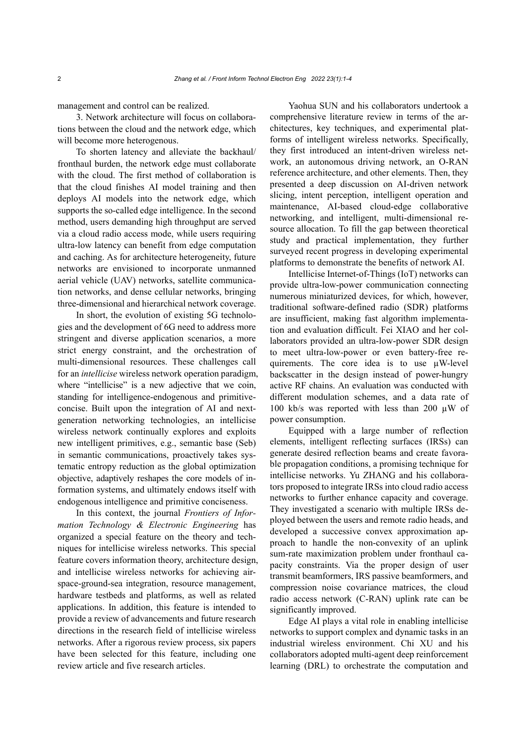management and control can be realized.

3. Network architecture will focus on collaborations between the cloud and the network edge, which will become more heterogenous.

To shorten latency and alleviate the backhaul/fronthaul burden, the network edge must collaborate with the cloud. The first method of collaboration is that the cloud finishes AI model training and then deploys AI models into the network edge, which supports the so-called edge intelligence. In the second method, users demanding high throughput are served via a cloud radio access mode, while users requiring ultra-low latency can benefit from edge computation and caching. As for architecture heterogeneity, future networks are envisioned to incorporate unmanned aerial vehicle (UAV) networks, satellite communication networks, and dense cellular networks, bringing three-dimensional and hierarchical network coverage.

In short, the evolution of existing 5G technologies and the development of 6G need to address more stringent and diverse application scenarios, a more strict energy constraint, and the orchestration of multi-dimensional resources. These challenges call for an *intellicise* wireless network operation paradigm, where "intellicise" is a new adjective that we coin, standing for intelligence-endogenous and primitive-concise. Built upon the integration of AI and next-generation networking technologies, an intellicise wireless network continually explores and exploits new intelligent primitives, e.g., semantic base (Seb) in semantic communications, proactively takes systematic entropy reduction as the global optimization objective, adaptively reshapes the core models of information systems, and ultimately endows itself with endogenous intelligence and primitive conciseness.

In this context, the journal *Frontiers of Information Technology & Electronic Engineering* has organized a special feature on the theory and techniques for intellicise wireless networks. This special feature covers information theory, architecture design, and intellicise wireless networks for achieving air-space-ground-sea integration, resource management, hardware testbeds and platforms, as well as related applications. In addition, this feature is intended to provide a review of advancements and future research directions in the research field of intellicise wireless networks. After a rigorous review process, six papers have been selected for this feature, including one review article and five research articles.

Yaohua SUN and his collaborators undertook a comprehensive literature review in terms of the architectures, key techniques, and experimental platforms of intelligent wireless networks. Specifically, they first introduced an intent-driven wireless network, an autonomous driving network, an O-RAN reference architecture, and other elements. Then, they presented a deep discussion on AI-driven network slicing, intent perception, intelligent operation and maintenance, AI-based cloud-edge collaborative networking, and intelligent, multi-dimensional resource allocation. To fill the gap between theoretical study and practical implementation, they further surveyed recent progress in developing experimental platforms to demonstrate the benefits of network AI.

Intellicise Internet-of-Things (IoT) networks can provide ultra-low-power communication connecting numerous miniaturized devices, for which, however, traditional software-defined radio (SDR) platforms are insufficient, making fast algorithm implementation and evaluation difficult. Fei XIAO and her collaborators provided an ultra-low-power SDR design to meet ultra-low-power or even battery-free requirements. The core idea is to use μW-level backscatter in the design instead of power-hungry active RF chains. An evaluation was conducted with different modulation schemes, and a data rate of 100 kb/s was reported with less than 200 μW of power consumption.

Equipped with a large number of reflection elements, intelligent reflecting surfaces (IRSs) can generate desired reflection beams and create favorable propagation conditions, a promising technique for intellicise networks. Yu ZHANG and his collaborators proposed to integrate IRSs into cloud radio access networks to further enhance capacity and coverage. They investigated a scenario with multiple IRSs deployed between the users and remote radio heads, and developed a successive convex approximation approach to handle the non-convexity of an uplink sum-rate maximization problem under fronthaul capacity constraints. Via the proper design of user transmit beamformers, IRS passive beamformers, and compression noise covariance matrices, the cloud radio access network (C-RAN) uplink rate can be significantly improved.

Edge AI plays a vital role in enabling intellicise networks to support complex and dynamic tasks in an industrial wireless environment. Chi XU and his collaborators adopted multi-agent deep reinforcement learning (DRL) to orchestrate the computation and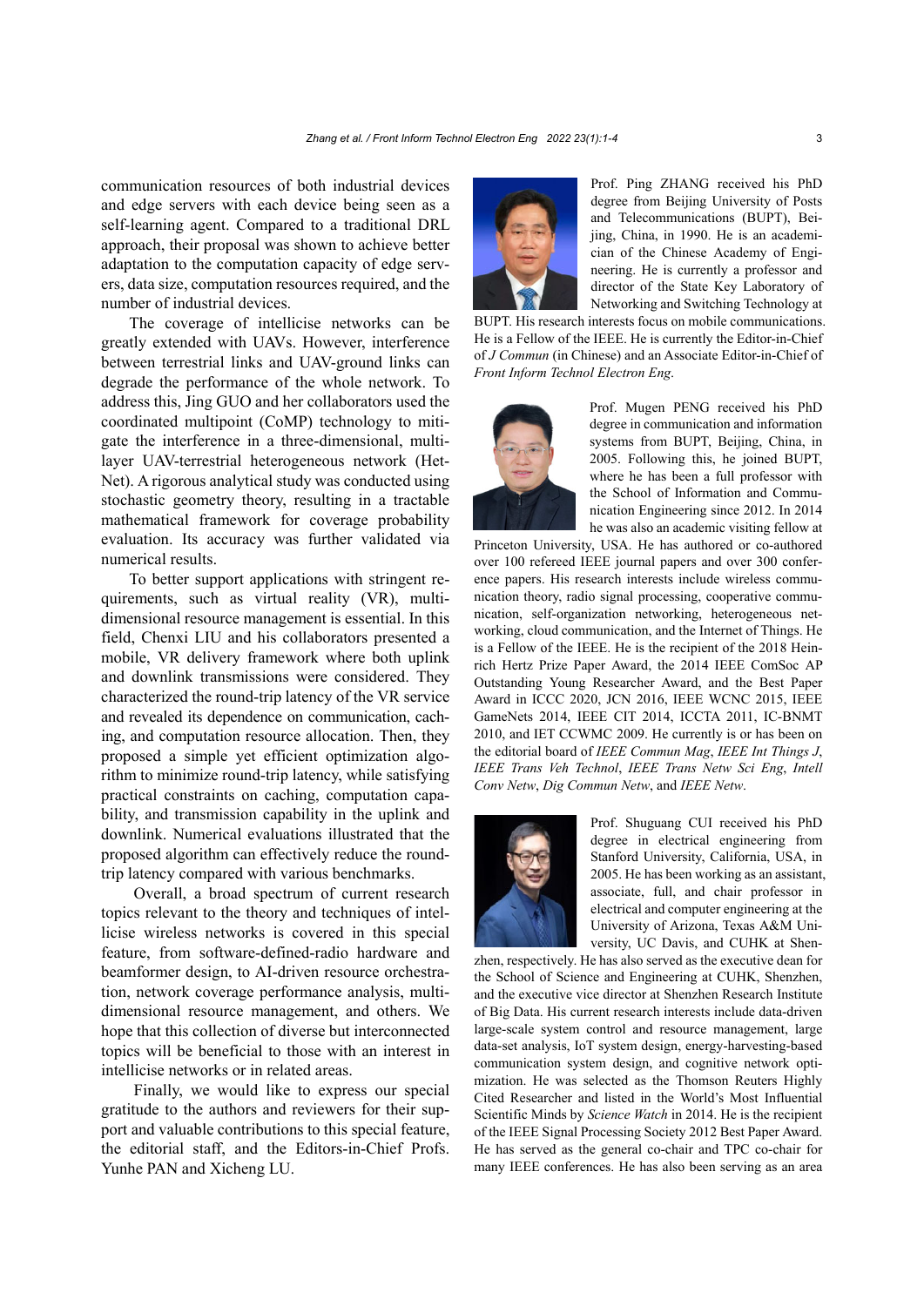communication resources of both industrial devices and edge servers with each device being seen as a self-learning agent. Compared to a traditional DRL approach, their proposal was shown to achieve better adaptation to the computation capacity of edge servers, data size, computation resources required, and the number of industrial devices.

The coverage of intellicise networks can be greatly extended with UAVs. However, interference between terrestrial links and UAV-ground links can degrade the performance of the whole network. To address this, Jing GUO and her collaborators used the coordinated multipoint (CoMP) technology to mitigate the interference in a three-dimensional, multilayer UAV-terrestrial heterogeneous network (HetNet). A rigorous analytical study was conducted using stochastic geometry theory, resulting in a tractable mathematical framework for coverage probability evaluation. Its accuracy was further validated via numerical results.

To better support applications with stringent requirements, such as virtual reality (VR), multidimensional resource management is essential. In this field, Chenxi LIU and his collaborators presented a mobile, VR delivery framework where both uplink and downlink transmissions were considered. They characterized the round-trip latency of the VR service and revealed its dependence on communication, caching, and computation resource allocation. Then, they proposed a simple yet efficient optimization algorithm to minimize round-trip latency, while satisfying practical constraints on caching, computation capability, and transmission capability in the uplink and downlink. Numerical evaluations illustrated that the proposed algorithm can effectively reduce the round-trip latency compared with various benchmarks.

Overall, a broad spectrum of current research topics relevant to the theory and techniques of intellicise wireless networks is covered in this special feature, from software-defined-radio hardware and beamformer design, to AI-driven resource orchestration, network coverage performance analysis, multidimensional resource management, and others. We hope that this collection of diverse but interconnected topics will be beneficial to those with an interest in intellicise networks or in related areas.

Finally, we would like to express our special gratitude to the authors and reviewers for their support and valuable contributions to this special feature, the editorial staff, and the Editors-in-Chief Profs. Yunhe PAN and Xicheng LU.

Prof. Ping ZHANG received his PhD degree from Beijing University of Posts and Telecommunications (BUPT), Beijing, China, in 1990. He is an academician of the Chinese Academy of Engineering. He is currently a professor and director of the State Key Laboratory of Networking and Switching Technology at BUPT. His research interests focus on mobile communications. He is a Fellow of the IEEE. He is currently the Editor-in-Chief of *J Commun* (in Chinese) and an Associate Editor-in-Chief of *Front Inform Technol Electron Eng*.

Prof. Mugen PENG received his PhD degree in communication and information systems from BUPT, Beijing, China, in 2005. Following this, he joined BUPT, where he has been a full professor with the School of Information and Communication Engineering since 2012. In 2014 he was also an academic visiting fellow at Princeton University, USA. He has authored or co-authored over 100 refereed IEEE journal papers and over 300 conference papers. His research interests include wireless communication theory, radio signal processing, cooperative communication, self-organization networking, heterogeneous networking, cloud communication, and the Internet of Things. He is a Fellow of the IEEE. He is the recipient of the 2018 Heinrich Hertz Prize Paper Award, the 2014 IEEE ComSoc AP Outstanding Young Researcher Award, and the Best Paper Award in ICCC 2020, JCN 2016, IEEE WCNC 2015, IEEE GameNets 2014, IEEE CIT 2014, ICCTA 2011, IC-BNMT 2010, and IET CCWMC 2009. He currently is or has been on the editorial board of *IEEE Commun Mag*, *IEEE Int Things J*, *IEEE Trans Veh Technol*, *IEEE Trans Netw Sci Eng*, *Intell Conv Netw*, *Dig Commun Netw*, and *IEEE Netw*.

Prof. Shuguang CUI received his PhD degree in electrical engineering from Stanford University, California, USA, in 2005. He has been working as an assistant, associate, full, and chair professor in electrical and computer engineering at the University of Arizona, Texas A&M University, UC Davis, and CUHK at Shenzhen, respectively. He has also served as the executive dean for the School of Science and Engineering at CUHK, Shenzhen, and the executive vice director at Shenzhen Research Institute of Big Data. His current research interests include data-driven large-scale system control and resource management, large data-set analysis, IoT system design, energy-harvesting-based communication system design, and cognitive network optimization. He was selected as the Thomson Reuters Highly Cited Researcher and listed in the World's Most Influential Scientific Minds by *Science Watch* in 2014. He is the recipient of the IEEE Signal Processing Society 2012 Best Paper Award. He has served as the general co-chair and TPC co-chair for many IEEE conferences. He has also been serving as an area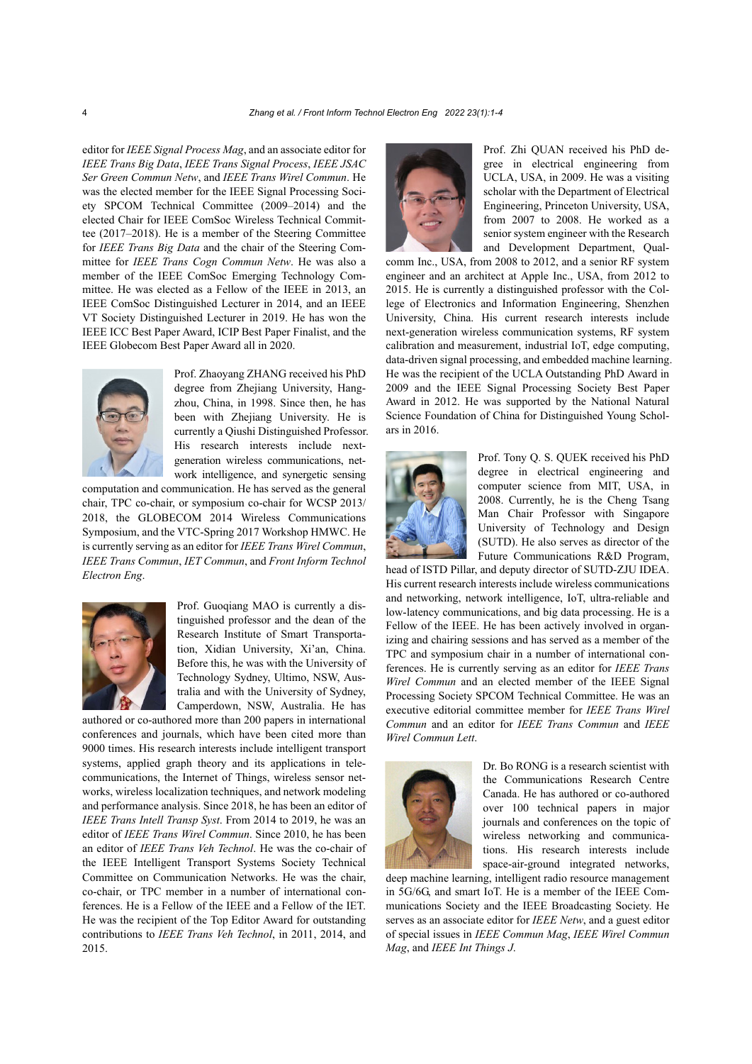editor for *IEEE Signal Process Mag*, and an associate editor for *IEEE Trans Big Data*, *IEEE Trans Signal Process*, *IEEE JSAC Ser Green Commun Netw*, and *IEEE Trans Wirel Commun*. He was the elected member for the IEEE Signal Processing Society SPCOM Technical Committee (2009–2014) and the elected Chair for IEEE ComSoc Wireless Technical Committee (2017–2018). He is a member of the Steering Committee for *IEEE Trans Big Data* and the chair of the Steering Committee for *IEEE Trans Cogn Commun Netw*. He was also a member of the IEEE ComSoc Emerging Technology Committee. He was elected as a Fellow of the IEEE in 2013, an IEEE ComSoc Distinguished Lecturer in 2014, and an IEEE VT Society Distinguished Lecturer in 2019. He has won the IEEE ICC Best Paper Award, ICIP Best Paper Finalist, and the IEEE Globecom Best Paper Award all in 2020.

Prof. Zhaoyang ZHANG received his PhD degree from Zhejiang University, Hangzhou, China, in 1998. Since then, he has been with Zhejiang University. He is currently a Qiushi Distinguished Professor. His research interests include next-generation wireless communications, network intelligence, and synergetic sensing computation and communication. He has served as the general chair, TPC co-chair, or symposium co-chair for WCSP 2013/2018, the GLOBECOM 2014 Wireless Communications Symposium, and the VTC-Spring 2017 Workshop HMWC. He is currently serving as an editor for *IEEE Trans Wirel Commun*, *IEEE Trans Commun*, *IET Commun*, and *Front Inform Technol Electron Eng*.

Prof. Guoqiang MAO is currently a distinguished professor and the dean of the Research Institute of Smart Transportation, Xidian University, Xi'an, China. Before this, he was with the University of Technology Sydney, Ultimo, NSW, Australia and with the University of Sydney, Camperdown, NSW, Australia. He has authored or co-authored more than 200 papers in international conferences and journals, which have been cited more than 9000 times. His research interests include intelligent transport systems, applied graph theory and its applications in telecommunications, the Internet of Things, wireless sensor networks, wireless localization techniques, and network modeling and performance analysis. Since 2018, he has been an editor of *IEEE Trans Intell Transp Syst*. From 2014 to 2019, he was an editor of *IEEE Trans Wirel Commun*. Since 2010, he has been an editor of *IEEE Trans Veh Technol*. He was the co-chair of the IEEE Intelligent Transport Systems Society Technical Committee on Communication Networks. He was the chair, co-chair, or TPC member in a number of international conferences. He is a Fellow of the IEEE and a Fellow of the IET. He was the recipient of the Top Editor Award for outstanding contributions to *IEEE Trans Veh Technol*, in 2011, 2014, and 2015.

Prof. Zhi QUAN received his PhD degree in electrical engineering from UCLA, USA, in 2009. He was a visiting scholar with the Department of Electrical Engineering, Princeton University, USA, from 2007 to 2008. He worked as a senior system engineer with the Research and Development Department, Qualcomm Inc., USA, from 2008 to 2012, and a senior RF system engineer and an architect at Apple Inc., USA, from 2012 to 2015. He is currently a distinguished professor with the College of Electronics and Information Engineering, Shenzhen University, China. His current research interests include next-generation wireless communication systems, RF system calibration and measurement, industrial IoT, edge computing, data-driven signal processing, and embedded machine learning. He was the recipient of the UCLA Outstanding PhD Award in 2009 and the IEEE Signal Processing Society Best Paper Award in 2012. He was supported by the National Natural Science Foundation of China for Distinguished Young Scholars in 2016.

Prof. Tony Q. S. QUEK received his PhD degree in electrical engineering and computer science from MIT, USA, in 2008. Currently, he is the Cheng Tsang Man Chair Professor with Singapore University of Technology and Design (SUTD). He also serves as director of the Future Communications R&D Program, head of ISTD Pillar, and deputy director of SUTD-ZJU IDEA. His current research interests include wireless communications and networking, network intelligence, IoT, ultra-reliable and low-latency communications, and big data processing. He is a Fellow of the IEEE. He has been actively involved in organizing and chairing sessions and has served as a member of the TPC and symposium chair in a number of international conferences. He is currently serving as an editor for *IEEE Trans Wirel Commun* and an elected member of the IEEE Signal Processing Society SPCOM Technical Committee. He was an executive editorial committee member for *IEEE Trans Wirel Commun* and an editor for *IEEE Trans Commun* and *IEEE Wirel Commun Lett*.

Dr. Bo RONG is a research scientist with the Communications Research Centre Canada. He has authored or co-authored over 100 technical papers in major journals and conferences on the topic of wireless networking and communications. His research interests include space-air-ground integrated networks, deep machine learning, intelligent radio resource management in 5G/6G, and smart IoT. He is a member of the IEEE Communications Society and the IEEE Broadcasting Society. He serves as an associate editor for *IEEE Netw*, and a guest editor of special issues in *IEEE Commun Mag*, *IEEE Wirel Commun Mag*, and *IEEE Int Things J*.